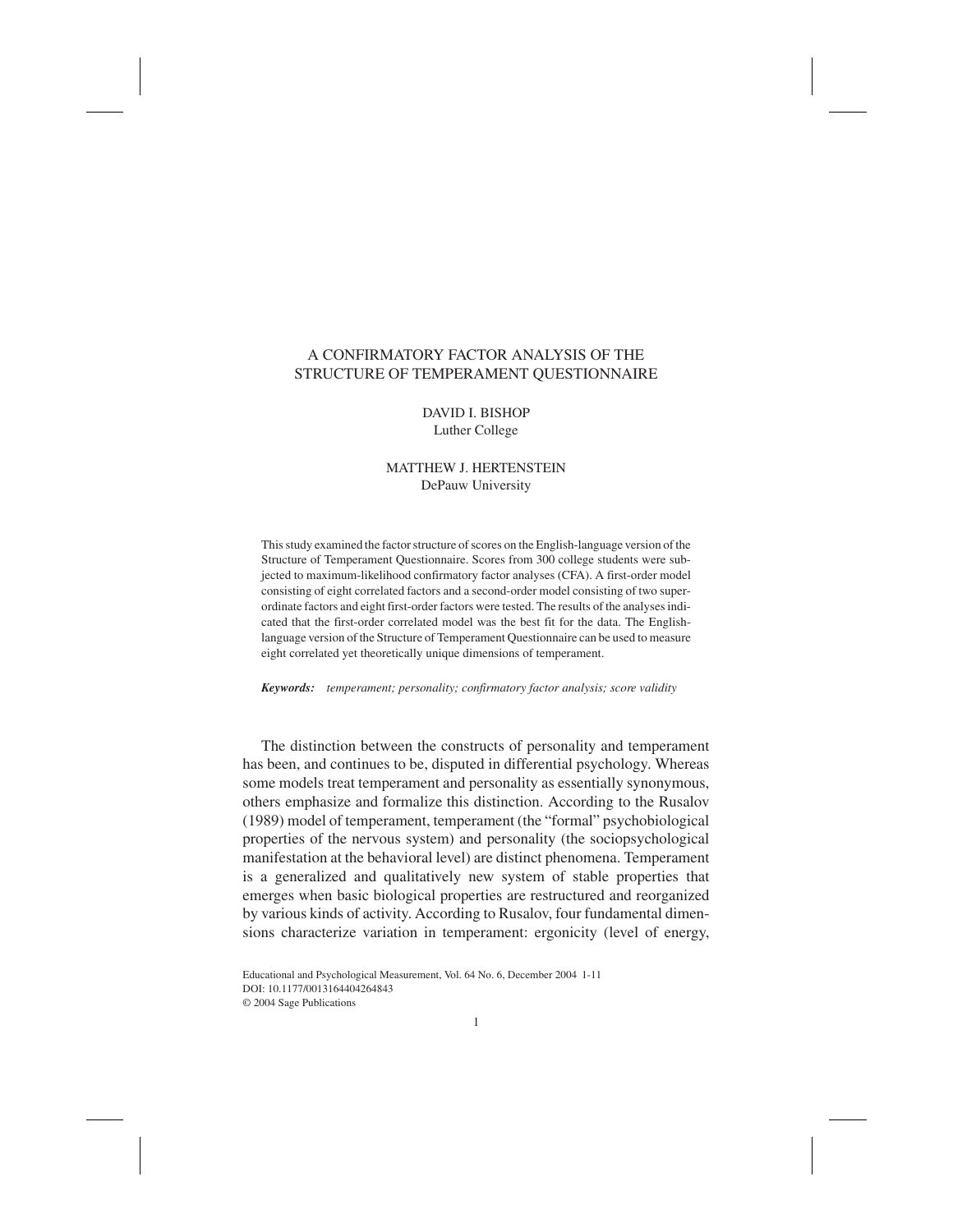# A CONFIRMATORY FACTOR ANALYSIS OF THE STRUCTURE OF TEMPERAMENT QUESTIONNAIRE

DAVID I. BISHOP
Luther College

MATTHEW J. HERTENSTEIN
DePauw University

This study examined the factor structure of scores on the English-language version of the Structure of Temperament Questionnaire. Scores from 300 college students were subjected to maximum-likelihood confirmatory factor analyses (CFA). A first-order model consisting of eight correlated factors and a second-order model consisting of two superordinate factors and eight first-order factors were tested. The results of the analyses indicated that the first-order correlated model was the best fit for the data. The English-language version of the Structure of Temperament Questionnaire can be used to measure eight correlated yet theoretically unique dimensions of temperament.

***Keywords:*** *temperament; personality; confirmatory factor analysis; score validity*

The distinction between the constructs of personality and temperament has been, and continues to be, disputed in differential psychology. Whereas some models treat temperament and personality as essentially synonymous, others emphasize and formalize this distinction. According to the Rusalov (1989) model of temperament, temperament (the "formal" psychobiological properties of the nervous system) and personality (the sociopsychological manifestation at the behavioral level) are distinct phenomena. Temperament is a generalized and qualitatively new system of stable properties that emerges when basic biological properties are restructured and reorganized by various kinds of activity. According to Rusalov, four fundamental dimensions characterize variation in temperament: ergonicity (level of energy,

Educational and Psychological Measurement, Vol. 64 No. 6, December 2004 1-11
DOI: 10.1177/0013164404264843
© 2004 Sage Publications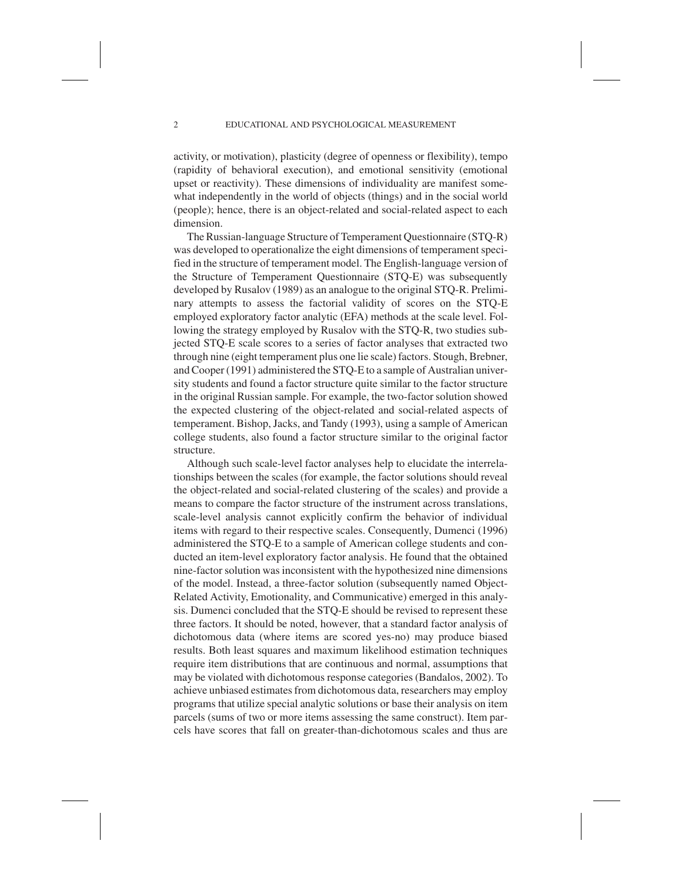activity, or motivation), plasticity (degree of openness or flexibility), tempo (rapidity of behavioral execution), and emotional sensitivity (emotional upset or reactivity). These dimensions of individuality are manifest somewhat independently in the world of objects (things) and in the social world (people); hence, there is an object-related and social-related aspect to each dimension.

The Russian-language Structure of Temperament Questionnaire (STQ-R) was developed to operationalize the eight dimensions of temperament specified in the structure of temperament model. The English-language version of the Structure of Temperament Questionnaire (STQ-E) was subsequently developed by Rusalov (1989) as an analogue to the original STQ-R. Preliminary attempts to assess the factorial validity of scores on the STQ-E employed exploratory factor analytic (EFA) methods at the scale level. Following the strategy employed by Rusalov with the STQ-R, two studies subjected STQ-E scale scores to a series of factor analyses that extracted two through nine (eight temperament plus one lie scale) factors. Stough, Brebner, and Cooper (1991) administered the STQ-E to a sample of Australian university students and found a factor structure quite similar to the factor structure in the original Russian sample. For example, the two-factor solution showed the expected clustering of the object-related and social-related aspects of temperament. Bishop, Jacks, and Tandy (1993), using a sample of American college students, also found a factor structure similar to the original factor structure.

Although such scale-level factor analyses help to elucidate the interrelationships between the scales (for example, the factor solutions should reveal the object-related and social-related clustering of the scales) and provide a means to compare the factor structure of the instrument across translations, scale-level analysis cannot explicitly confirm the behavior of individual items with regard to their respective scales. Consequently, Dumenci (1996) administered the STQ-E to a sample of American college students and conducted an item-level exploratory factor analysis. He found that the obtained nine-factor solution was inconsistent with the hypothesized nine dimensions of the model. Instead, a three-factor solution (subsequently named Object-Related Activity, Emotionality, and Communicative) emerged in this analysis. Dumenci concluded that the STQ-E should be revised to represent these three factors. It should be noted, however, that a standard factor analysis of dichotomous data (where items are scored yes-no) may produce biased results. Both least squares and maximum likelihood estimation techniques require item distributions that are continuous and normal, assumptions that may be violated with dichotomous response categories (Bandalos, 2002). To achieve unbiased estimates from dichotomous data, researchers may employ programs that utilize special analytic solutions or base their analysis on item parcels (sums of two or more items assessing the same construct). Item parcels have scores that fall on greater-than-dichotomous scales and thus are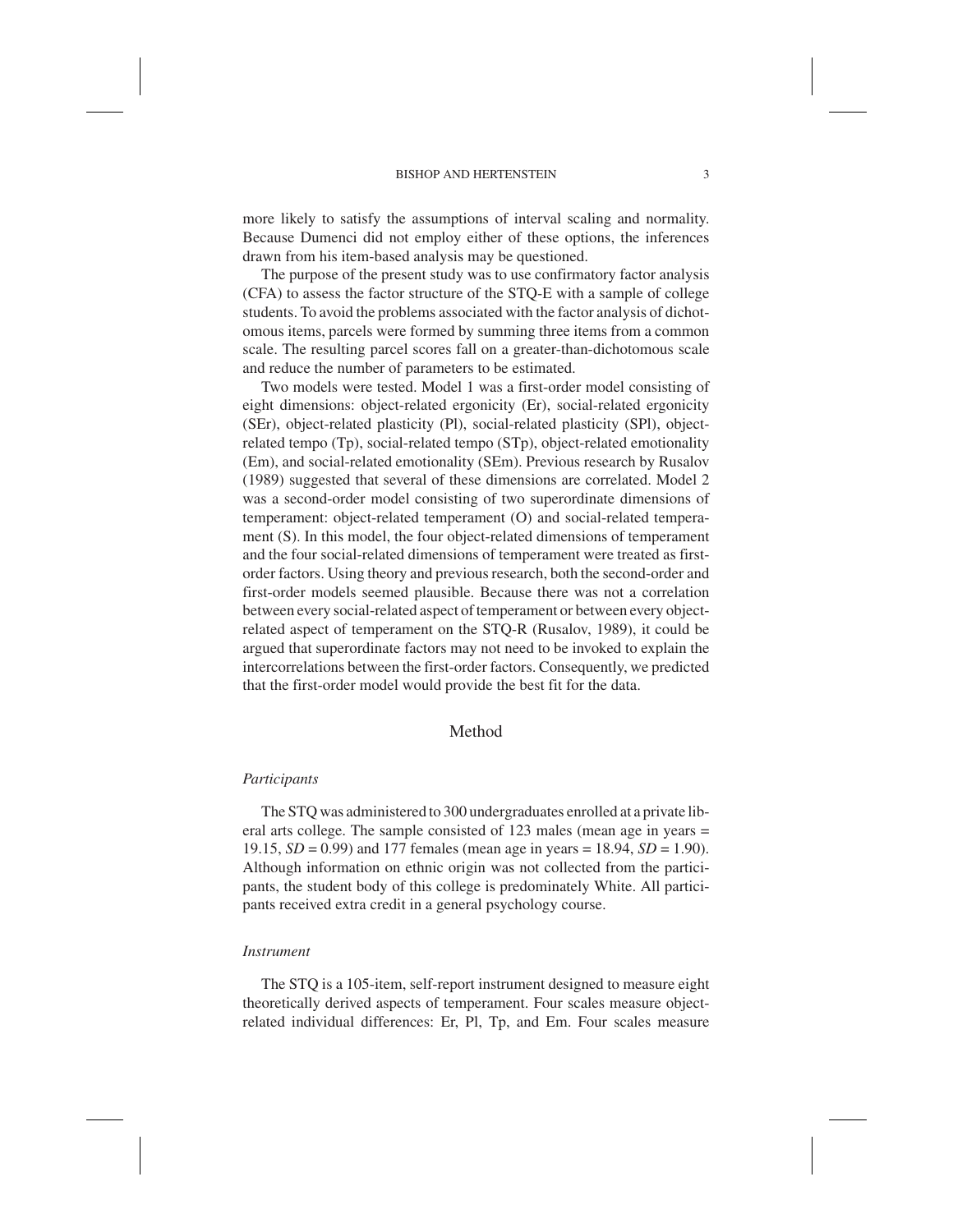more likely to satisfy the assumptions of interval scaling and normality. Because Dumenci did not employ either of these options, the inferences drawn from his item-based analysis may be questioned.

The purpose of the present study was to use confirmatory factor analysis (CFA) to assess the factor structure of the STQ-E with a sample of college students. To avoid the problems associated with the factor analysis of dichotomous items, parcels were formed by summing three items from a common scale. The resulting parcel scores fall on a greater-than-dichotomous scale and reduce the number of parameters to be estimated.

Two models were tested. Model 1 was a first-order model consisting of eight dimensions: object-related ergonicity (Er), social-related ergonicity (SEr), object-related plasticity (Pl), social-related plasticity (SPl), object-related tempo (Tp), social-related tempo (STp), object-related emotionality (Em), and social-related emotionality (SEm). Previous research by Rusalov (1989) suggested that several of these dimensions are correlated. Model 2 was a second-order model consisting of two superordinate dimensions of temperament: object-related temperament (O) and social-related temperament (S). In this model, the four object-related dimensions of temperament and the four social-related dimensions of temperament were treated as first-order factors. Using theory and previous research, both the second-order and first-order models seemed plausible. Because there was not a correlation between every social-related aspect of temperament or between every object-related aspect of temperament on the STQ-R (Rusalov, 1989), it could be argued that superordinate factors may not need to be invoked to explain the intercorrelations between the first-order factors. Consequently, we predicted that the first-order model would provide the best fit for the data.

## Method

### *Participants*

The STQ was administered to 300 undergraduates enrolled at a private liberal arts college. The sample consisted of 123 males (mean age in years = 19.15, *SD* = 0.99) and 177 females (mean age in years = 18.94, *SD* = 1.90). Although information on ethnic origin was not collected from the participants, the student body of this college is predominately White. All participants received extra credit in a general psychology course.

### *Instrument*

The STQ is a 105-item, self-report instrument designed to measure eight theoretically derived aspects of temperament. Four scales measure object-related individual differences: Er, Pl, Tp, and Em. Four scales measure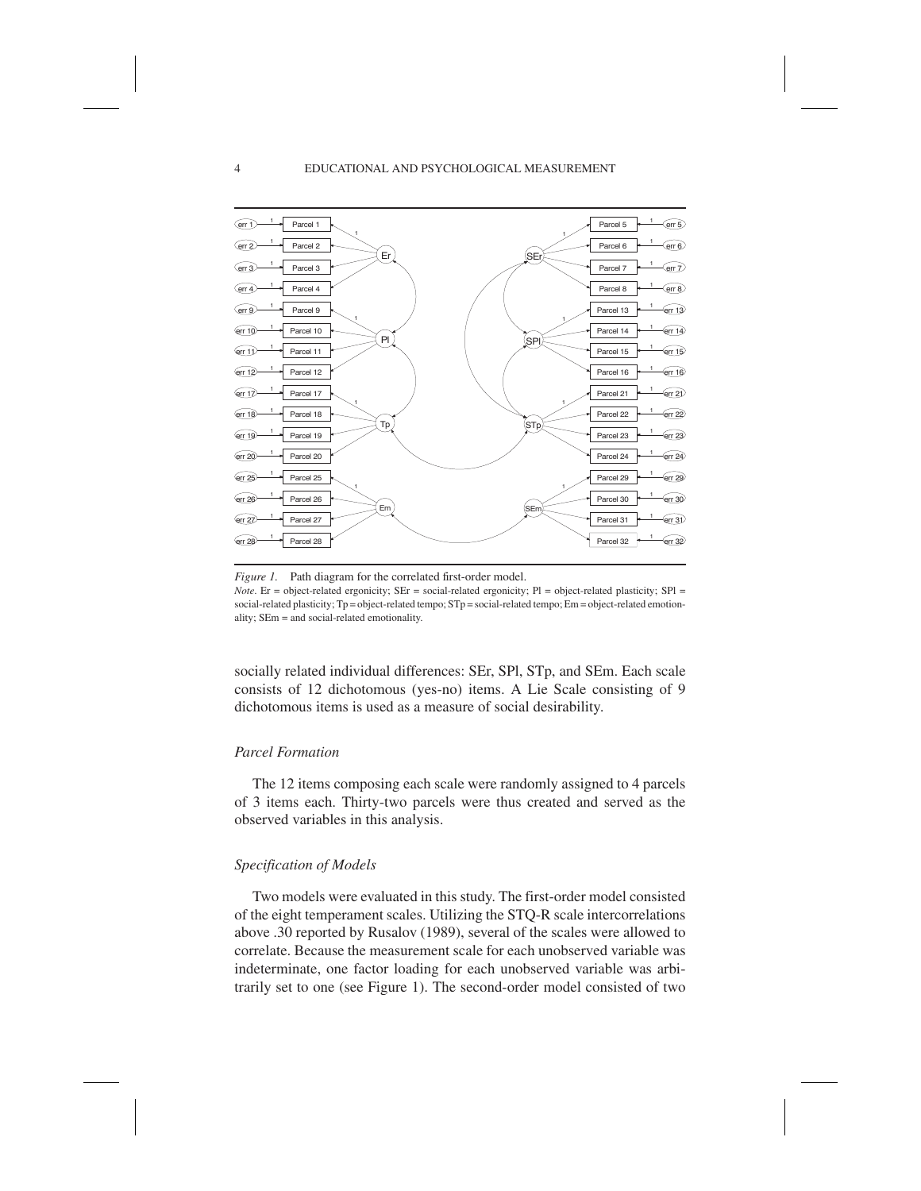*Figure 1.* Path diagram for the correlated first-order model.

*Note*. Er = object-related ergonicity; SEr = social-related ergonicity; Pl = object-related plasticity; SPl = social-related plasticity; Tp = object-related tempo; STp = social-related tempo; Em = object-related emotionality; SEm = and social-related emotionality.

socially related individual differences: SEr, SPl, STp, and SEm. Each scale consists of 12 dichotomous (yes-no) items. A Lie Scale consisting of 9 dichotomous items is used as a measure of social desirability.

### *Parcel Formation*

The 12 items composing each scale were randomly assigned to 4 parcels of 3 items each. Thirty-two parcels were thus created and served as the observed variables in this analysis.

### *Specification of Models*

Two models were evaluated in this study. The first-order model consisted of the eight temperament scales. Utilizing the STQ-R scale intercorrelations above .30 reported by Rusalov (1989), several of the scales were allowed to correlate. Because the measurement scale for each unobserved variable was indeterminate, one factor loading for each unobserved variable was arbitrarily set to one (see Figure 1). The second-order model consisted of two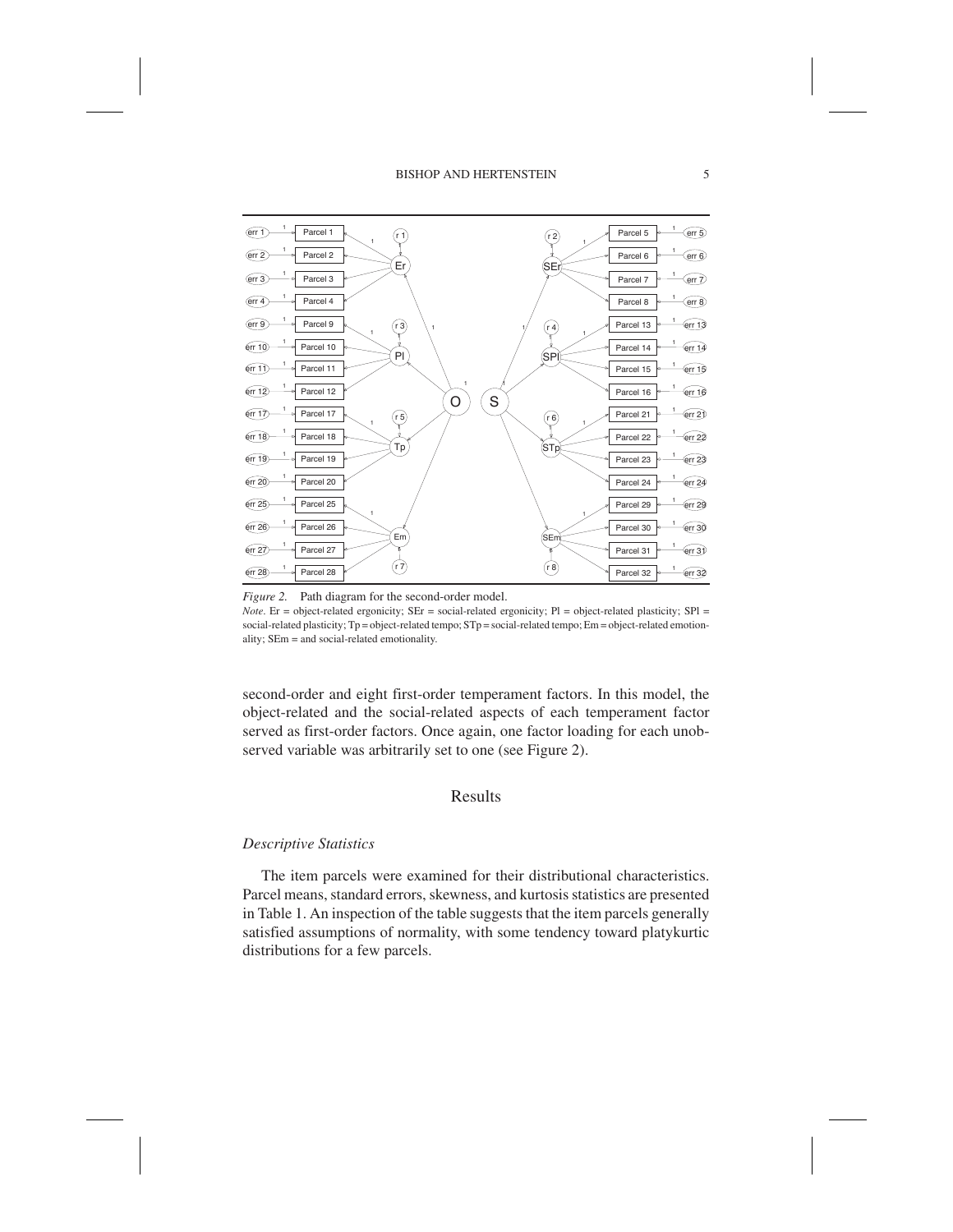*Figure 2.* Path diagram for the second-order model.

*Note*. Er = object-related ergonicity; SEr = social-related ergonicity; Pl = object-related plasticity; SPl = social-related plasticity; Tp = object-related tempo; STp = social-related tempo; Em = object-related emotionality; SEm = and social-related emotionality.

second-order and eight first-order temperament factors. In this model, the object-related and the social-related aspects of each temperament factor served as first-order factors. Once again, one factor loading for each unobserved variable was arbitrarily set to one (see Figure 2).

## Results

### *Descriptive Statistics*

The item parcels were examined for their distributional characteristics. Parcel means, standard errors, skewness, and kurtosis statistics are presented in Table 1. An inspection of the table suggests that the item parcels generally satisfied assumptions of normality, with some tendency toward platykurtic distributions for a few parcels.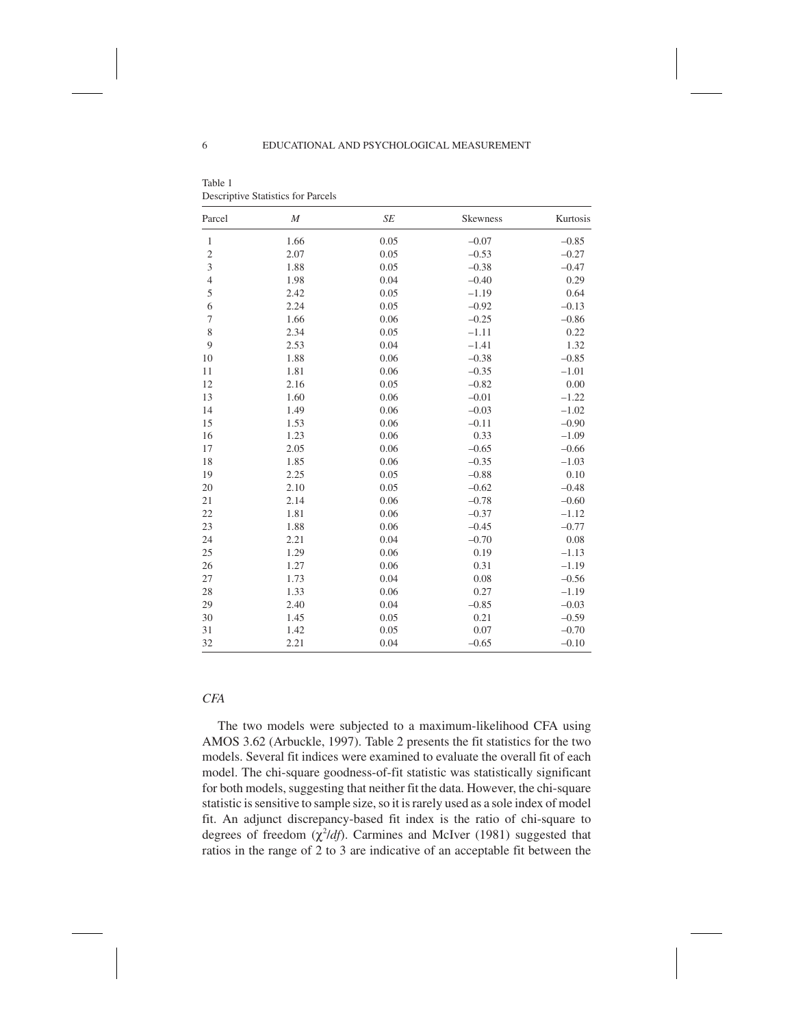Table 1
Descriptive Statistics for Parcels

| Parcel | *M* | *SE* | Skewness | Kurtosis |
|---|---|---|---|---|
| 1 | 1.66 | 0.05 | –0.07 | –0.85 |
| 2 | 2.07 | 0.05 | –0.53 | –0.27 |
| 3 | 1.88 | 0.05 | –0.38 | –0.47 |
| 4 | 1.98 | 0.04 | –0.40 | 0.29 |
| 5 | 2.42 | 0.05 | –1.19 | 0.64 |
| 6 | 2.24 | 0.05 | –0.92 | –0.13 |
| 7 | 1.66 | 0.06 | –0.25 | –0.86 |
| 8 | 2.34 | 0.05 | –1.11 | 0.22 |
| 9 | 2.53 | 0.04 | –1.41 | 1.32 |
| 10 | 1.88 | 0.06 | –0.38 | –0.85 |
| 11 | 1.81 | 0.06 | –0.35 | –1.01 |
| 12 | 2.16 | 0.05 | –0.82 | 0.00 |
| 13 | 1.60 | 0.06 | –0.01 | –1.22 |
| 14 | 1.49 | 0.06 | –0.03 | –1.02 |
| 15 | 1.53 | 0.06 | –0.11 | –0.90 |
| 16 | 1.23 | 0.06 | 0.33 | –1.09 |
| 17 | 2.05 | 0.06 | –0.65 | –0.66 |
| 18 | 1.85 | 0.06 | –0.35 | –1.03 |
| 19 | 2.25 | 0.05 | –0.88 | 0.10 |
| 20 | 2.10 | 0.05 | –0.62 | –0.48 |
| 21 | 2.14 | 0.06 | –0.78 | –0.60 |
| 22 | 1.81 | 0.06 | –0.37 | –1.12 |
| 23 | 1.88 | 0.06 | –0.45 | –0.77 |
| 24 | 2.21 | 0.04 | –0.70 | 0.08 |
| 25 | 1.29 | 0.06 | 0.19 | –1.13 |
| 26 | 1.27 | 0.06 | 0.31 | –1.19 |
| 27 | 1.73 | 0.04 | 0.08 | –0.56 |
| 28 | 1.33 | 0.06 | 0.27 | –1.19 |
| 29 | 2.40 | 0.04 | –0.85 | –0.03 |
| 30 | 1.45 | 0.05 | 0.21 | –0.59 |
| 31 | 1.42 | 0.05 | 0.07 | –0.70 |
| 32 | 2.21 | 0.04 | –0.65 | –0.10 |

### *CFA*

The two models were subjected to a maximum-likelihood CFA using AMOS 3.62 (Arbuckle, 1997). Table 2 presents the fit statistics for the two models. Several fit indices were examined to evaluate the overall fit of each model. The chi-square goodness-of-fit statistic was statistically significant for both models, suggesting that neither fit the data. However, the chi-square statistic is sensitive to sample size, so it is rarely used as a sole index of model fit. An adjunct discrepancy-based fit index is the ratio of chi-square to degrees of freedom ($\chi^2/df$). Carmines and McIver (1981) suggested that ratios in the range of 2 to 3 are indicative of an acceptable fit between the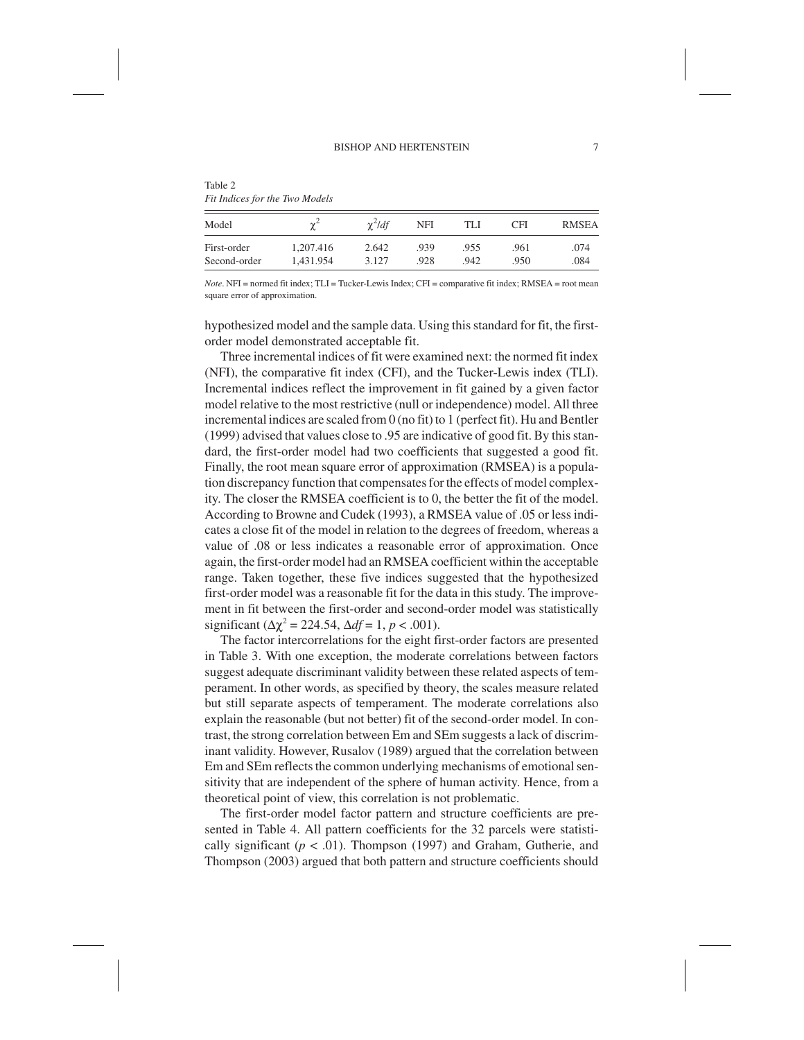Table 2
*Fit Indices for the Two Models*

| Model | $\chi^2$ | $\chi^2/df$ | NFI | TLI | CFI | RMSEA |
|---|---|---|---|---|---|---|
| First-order | 1,207.416 | 2.642 | .939 | .955 | .961 | .074 |
| Second-order | 1,431.954 | 3.127 | .928 | .942 | .950 | .084 |

*Note*. NFI = normed fit index; TLI = Tucker-Lewis Index; CFI = comparative fit index; RMSEA = root mean square error of approximation.

hypothesized model and the sample data. Using this standard for fit, the first-order model demonstrated acceptable fit.

Three incremental indices of fit were examined next: the normed fit index (NFI), the comparative fit index (CFI), and the Tucker-Lewis index (TLI). Incremental indices reflect the improvement in fit gained by a given factor model relative to the most restrictive (null or independence) model. All three incremental indices are scaled from 0 (no fit) to 1 (perfect fit). Hu and Bentler (1999) advised that values close to .95 are indicative of good fit. By this standard, the first-order model had two coefficients that suggested a good fit. Finally, the root mean square error of approximation (RMSEA) is a population discrepancy function that compensates for the effects of model complexity. The closer the RMSEA coefficient is to 0, the better the fit of the model. According to Browne and Cudek (1993), a RMSEA value of .05 or less indicates a close fit of the model in relation to the degrees of freedom, whereas a value of .08 or less indicates a reasonable error of approximation. Once again, the first-order model had an RMSEA coefficient within the acceptable range. Taken together, these five indices suggested that the hypothesized first-order model was a reasonable fit for the data in this study. The improvement in fit between the first-order and second-order model was statistically significant ($\Delta\chi^2 = 224.54$, $\Delta df = 1$, $p < .001$).

The factor intercorrelations for the eight first-order factors are presented in Table 3. With one exception, the moderate correlations between factors suggest adequate discriminant validity between these related aspects of temperament. In other words, as specified by theory, the scales measure related but still separate aspects of temperament. The moderate correlations also explain the reasonable (but not better) fit of the second-order model. In contrast, the strong correlation between Em and SEm suggests a lack of discriminant validity. However, Rusalov (1989) argued that the correlation between Em and SEm reflects the common underlying mechanisms of emotional sensitivity that are independent of the sphere of human activity. Hence, from a theoretical point of view, this correlation is not problematic.

The first-order model factor pattern and structure coefficients are presented in Table 4. All pattern coefficients for the 32 parcels were statistically significant ($p < .01$). Thompson (1997) and Graham, Gutherie, and Thompson (2003) argued that both pattern and structure coefficients should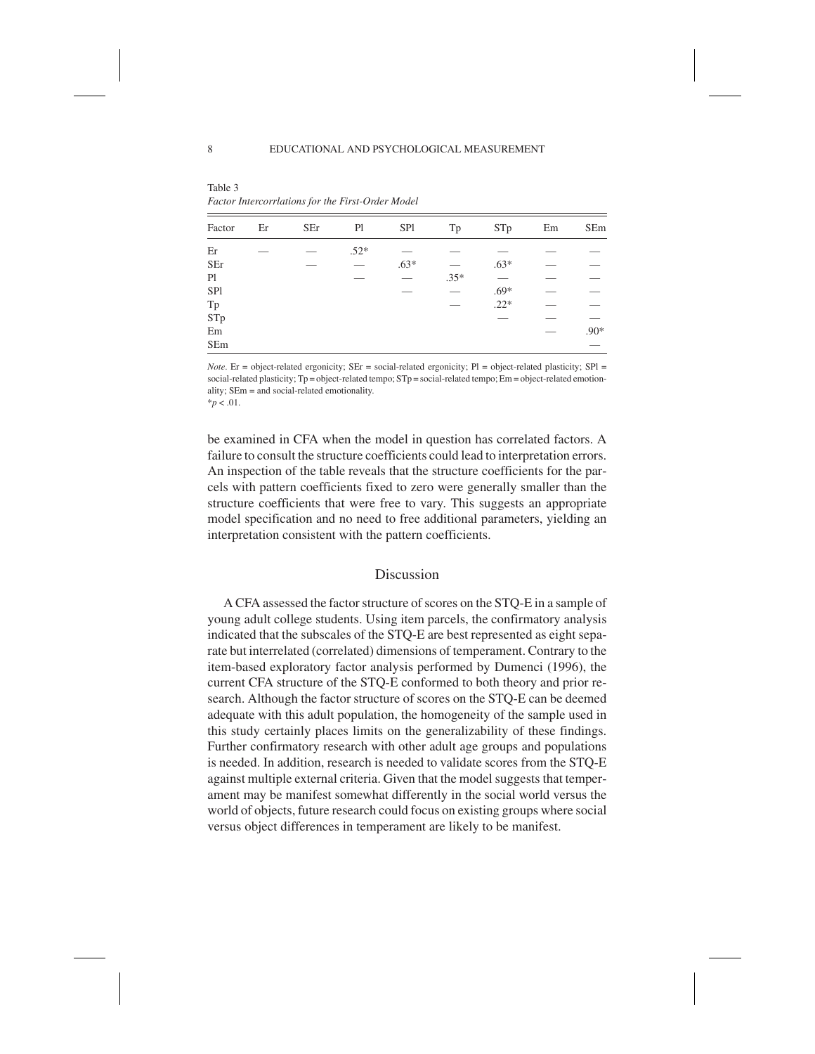Table 3
*Factor Intercorrlations for the First-Order Model*

| Factor | Er | SEr | Pl | SPl | Tp | STp | Em | SEm |
|---|---|---|---|---|---|---|---|---|
| Er | — | — | .52* | — | — | — | — | — |
| SEr | | — | — | .63* | — | .63* | — | — |
| Pl | | | — | — | .35* | — | — | — |
| SPl | | | | — | — | .69* | — | — |
| Tp | | | | | — | .22* | — | — |
| STp | | | | | | — | — | — |
| Em | | | | | | | — | .90* |
| SEm | | | | | | | | — |

*Note*. Er = object-related ergonicity; SEr = social-related ergonicity; Pl = object-related plasticity; SPl = social-related plasticity; Tp = object-related tempo; STp = social-related tempo; Em = object-related emotionality; SEm = and social-related emotionality.
$*p < .01$.

be examined in CFA when the model in question has correlated factors. A failure to consult the structure coefficients could lead to interpretation errors. An inspection of the table reveals that the structure coefficients for the parcels with pattern coefficients fixed to zero were generally smaller than the structure coefficients that were free to vary. This suggests an appropriate model specification and no need to free additional parameters, yielding an interpretation consistent with the pattern coefficients.

## Discussion

A CFA assessed the factor structure of scores on the STQ-E in a sample of young adult college students. Using item parcels, the confirmatory analysis indicated that the subscales of the STQ-E are best represented as eight separate but interrelated (correlated) dimensions of temperament. Contrary to the item-based exploratory factor analysis performed by Dumenci (1996), the current CFA structure of the STQ-E conformed to both theory and prior research. Although the factor structure of scores on the STQ-E can be deemed adequate with this adult population, the homogeneity of the sample used in this study certainly places limits on the generalizability of these findings. Further confirmatory research with other adult age groups and populations is needed. In addition, research is needed to validate scores from the STQ-E against multiple external criteria. Given that the model suggests that temperament may be manifest somewhat differently in the social world versus the world of objects, future research could focus on existing groups where social versus object differences in temperament are likely to be manifest.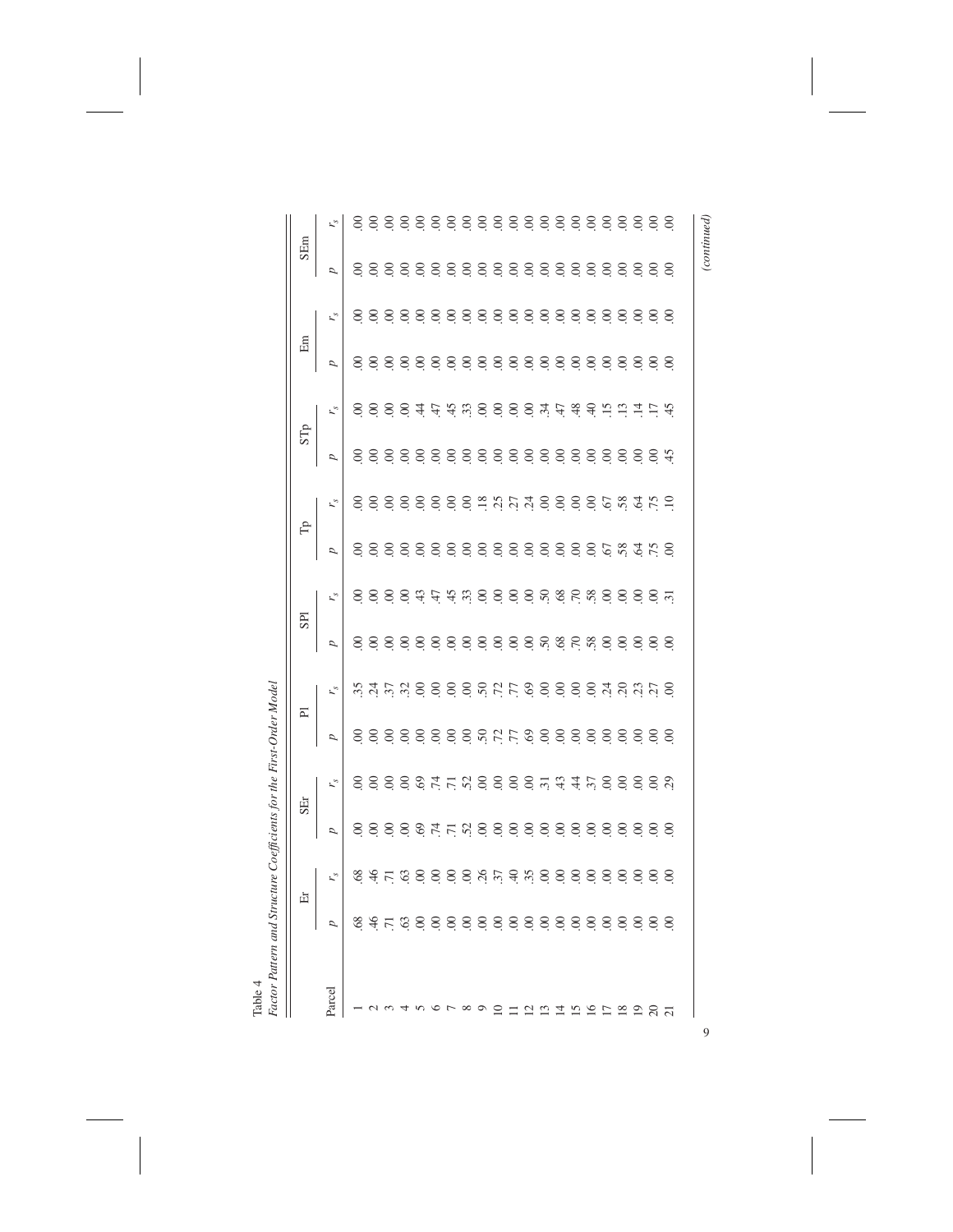Table 4
*Factor Pattern and Structure Coefficients for the First-Order Model*

| Parcel | Er | | SEr | | Pl | | SPl | | Tp | | STp | | Em | | SEm | |
|---|---|---|---|---|---|---|---|---|---|---|---|---|---|---|---|---|
| | $p$ | $r_s$ | $p$ | $r_s$ | $p$ | $r_s$ | $p$ | $r_s$ | $p$ | $r_s$ | $p$ | $r_s$ | $p$ | $r_s$ | $p$ | $r_s$ |
| 1 | .68 | .68 | .00 | .00 | .00 | .35 | .00 | .00 | .00 | .00 | .00 | .00 | .00 | .00 | .00 | .00 |
| 2 | .46 | .46 | .00 | .00 | .00 | .24 | .00 | .00 | .00 | .00 | .00 | .00 | .00 | .00 | .00 | .00 |
| 3 | .71 | .71 | .00 | .00 | .00 | .37 | .00 | .00 | .00 | .00 | .00 | .00 | .00 | .00 | .00 | .00 |
| 4 | .63 | .63 | .00 | .00 | .00 | .32 | .00 | .00 | .00 | .00 | .00 | .00 | .00 | .00 | .00 | .00 |
| 5 | .00 | .00 | .69 | .69 | .00 | .00 | .00 | .43 | .00 | .00 | .00 | .44 | .00 | .00 | .00 | .00 |
| 6 | .00 | .00 | .74 | .74 | .00 | .00 | .00 | .47 | .00 | .00 | .00 | .47 | .00 | .00 | .00 | .00 |
| 7 | .00 | .00 | .71 | .71 | .00 | .00 | .00 | .45 | .00 | .00 | .00 | .45 | .00 | .00 | .00 | .00 |
| 8 | .00 | .00 | .52 | .52 | .00 | .00 | .00 | .33 | .00 | .00 | .00 | .33 | .00 | .00 | .00 | .00 |
| 9 | .00 | .26 | .00 | .00 | .50 | .50 | .00 | .00 | .00 | .18 | .00 | .00 | .00 | .00 | .00 | .00 |
| 10 | .00 | .37 | .00 | .00 | .72 | .72 | .00 | .00 | .00 | .25 | .00 | .00 | .00 | .00 | .00 | .00 |
| 11 | .00 | .40 | .00 | .00 | .77 | .77 | .00 | .00 | .00 | .27 | .00 | .00 | .00 | .00 | .00 | .00 |
| 12 | .00 | .35 | .00 | .00 | .69 | .69 | .00 | .00 | .00 | .24 | .00 | .00 | .00 | .00 | .00 | .00 |
| 13 | .00 | .00 | .00 | .31 | .00 | .00 | .50 | .50 | .00 | .00 | .00 | .34 | .00 | .00 | .00 | .00 |
| 14 | .00 | .00 | .00 | .43 | .00 | .00 | .68 | .68 | .00 | .00 | .00 | .47 | .00 | .00 | .00 | .00 |
| 15 | .00 | .00 | .00 | .44 | .00 | .00 | .70 | .70 | .00 | .00 | .00 | .48 | .00 | .00 | .00 | .00 |
| 16 | .00 | .00 | .00 | .37 | .00 | .00 | .58 | .58 | .00 | .00 | .00 | .40 | .00 | .00 | .00 | .00 |
| 17 | .00 | .00 | .00 | .00 | .00 | .24 | .00 | .00 | .67 | .67 | .00 | .15 | .00 | .00 | .00 | .00 |
| 18 | .00 | .00 | .00 | .00 | .00 | .20 | .00 | .00 | .58 | .58 | .00 | .13 | .00 | .00 | .00 | .00 |
| 19 | .00 | .00 | .00 | .00 | .00 | .23 | .00 | .00 | .64 | .64 | .00 | .14 | .00 | .00 | .00 | .00 |
| 20 | .00 | .00 | .00 | .00 | .00 | .27 | .00 | .00 | .75 | .75 | .00 | .17 | .00 | .00 | .00 | .00 |
| 21 | .00 | .00 | .00 | .29 | .00 | .00 | .00 | .31 | .00 | .10 | .45 | .45 | .00 | .00 | .00 | .00 |

*(continued)*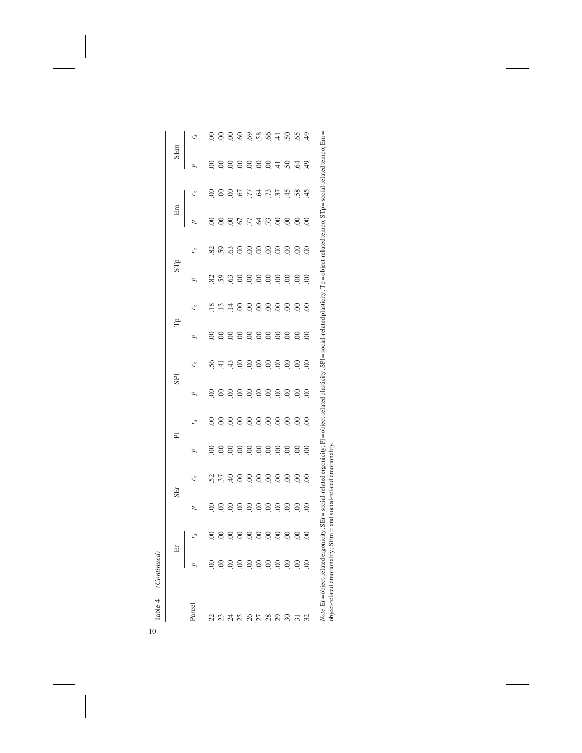Table 4 (Continued)

| Parcel | Er | | SEr | | Pl | | SPl | | Tp | | STp | | Em | | SEm | |
|---|---|---|---|---|---|---|---|---|---|---|---|---|---|---|---|---|
| | *p* | $r_s$ | *p* | $r_s$ | *p* | $r_s$ | *p* | $r_s$ | *p* | $r_s$ | *p* | $r_s$ | *p* | $r_s$ | *p* | $r_s$ |
| 22 | .00 | .00 | .00 | .52 | .00 | .00 | .00 | .56 | .00 | .18 | .82 | .82 | .00 | .00 | .00 | .00 |
| 23 | .00 | .00 | .00 | .37 | .00 | .00 | .00 | .41 | .00 | .13 | .59 | .59 | .00 | .00 | .00 | .00 |
| 24 | .00 | .00 | .00 | .40 | .00 | .00 | .00 | .43 | .00 | .14 | .63 | .63 | .00 | .00 | .00 | .00 |
| 25 | .00 | .00 | .00 | .00 | .00 | .00 | .00 | .00 | .00 | .00 | .00 | .00 | .67 | .67 | .00 | .60 |
| 26 | .00 | .00 | .00 | .00 | .00 | .00 | .00 | .00 | .00 | .00 | .00 | .00 | .77 | .77 | .00 | .69 |
| 27 | .00 | .00 | .00 | .00 | .00 | .00 | .00 | .00 | .00 | .00 | .00 | .00 | .64 | .64 | .00 | .58 |
| 28 | .00 | .00 | .00 | .00 | .00 | .00 | .00 | .00 | .00 | .00 | .00 | .00 | .73 | .73 | .00 | .66 |
| 29 | .00 | .00 | .00 | .00 | .00 | .00 | .00 | .00 | .00 | .00 | .00 | .00 | .00 | .37 | .41 | .41 |
| 30 | .00 | .00 | .00 | .00 | .00 | .00 | .00 | .00 | .00 | .00 | .00 | .00 | .00 | .45 | .50 | .50 |
| 31 | .00 | .00 | .00 | .00 | .00 | .00 | .00 | .00 | .00 | .00 | .00 | .00 | .00 | .58 | .64 | .65 |
| 32 | .00 | .00 | .00 | .00 | .00 | .00 | .00 | .00 | .00 | .00 | .00 | .00 | .00 | .45 | .49 | .49 |

*Note*. Er = object-related ergonicity; SEr = social-related ergonicity; Pl = object-related plasticity; SPl = social-related plasticity; Tp = object-related tempo; STp = social-related tempo; Em = object-related emotionality; SEm = and social-related emotionality.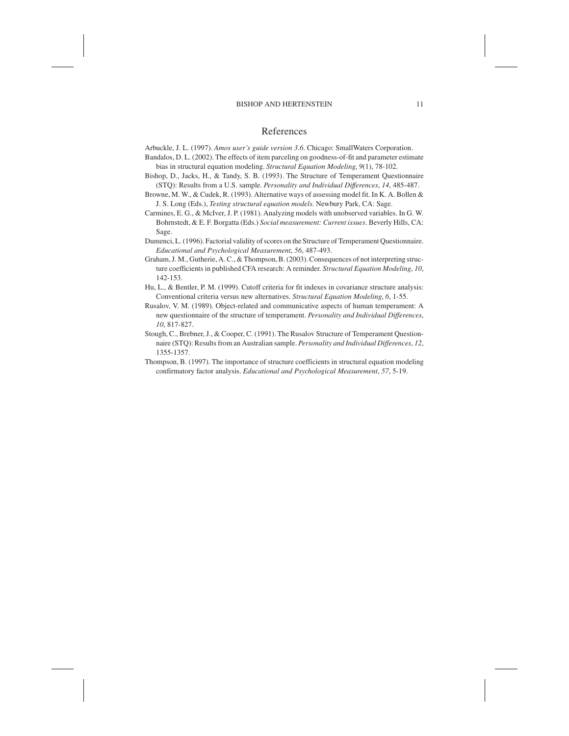# References

Arbuckle, J. L. (1997). *Amos user's guide version 3.6*. Chicago: SmallWaters Corporation.

Bandalos, D. L. (2002). The effects of item parceling on goodness-of-fit and parameter estimate bias in structural equation modeling. *Structural Equation Modeling*, *9*(1), 78-102.

Bishop, D., Jacks, H., & Tandy, S. B. (1993). The Structure of Temperament Questionnaire (STQ): Results from a U.S. sample. *Personality and Individual Differences*, *14*, 485-487.

Browne, M. W., & Cudek, R. (1993). Alternative ways of assessing model fit. In K. A. Bollen & J. S. Long (Eds.), *Testing structural equation models*. Newbury Park, CA: Sage.

Carmines, E. G., & McIver, J. P. (1981). Analyzing models with unobserved variables. In G. W. Bohrnstedt, & E. F. Borgatta (Eds.) *Social measurement: Current issues*. Beverly Hills, CA: Sage.

Dumenci, L. (1996). Factorial validity of scores on the Structure of Temperament Questionnaire. *Educational and Psychological Measurement*, *56*, 487-493.

Graham, J. M., Gutherie, A. C., & Thompson, B. (2003). Consequences of not interpreting structure coefficients in published CFA research: A reminder. *Structural Equation Modeling*, *10*, 142-153.

Hu, L., & Bentler, P. M. (1999). Cutoff criteria for fit indexes in covariance structure analysis: Conventional criteria versus new alternatives. *Structural Equation Modeling*, *6*, 1-55.

Rusalov, V. M. (1989). Object-related and communicative aspects of human temperament: A new questionnaire of the structure of temperament. *Personality and Individual Differences*, *10*, 817-827.

Stough, C., Brebner, J., & Cooper, C. (1991). The Rusalov Structure of Temperament Questionnaire (STQ): Results from an Australian sample. *Personality and Individual Differences*, *12*, 1355-1357.

Thompson, B. (1997). The importance of structure coefficients in structural equation modeling confirmatory factor analysis. *Educational and Psychological Measurement*, *57*, 5-19.